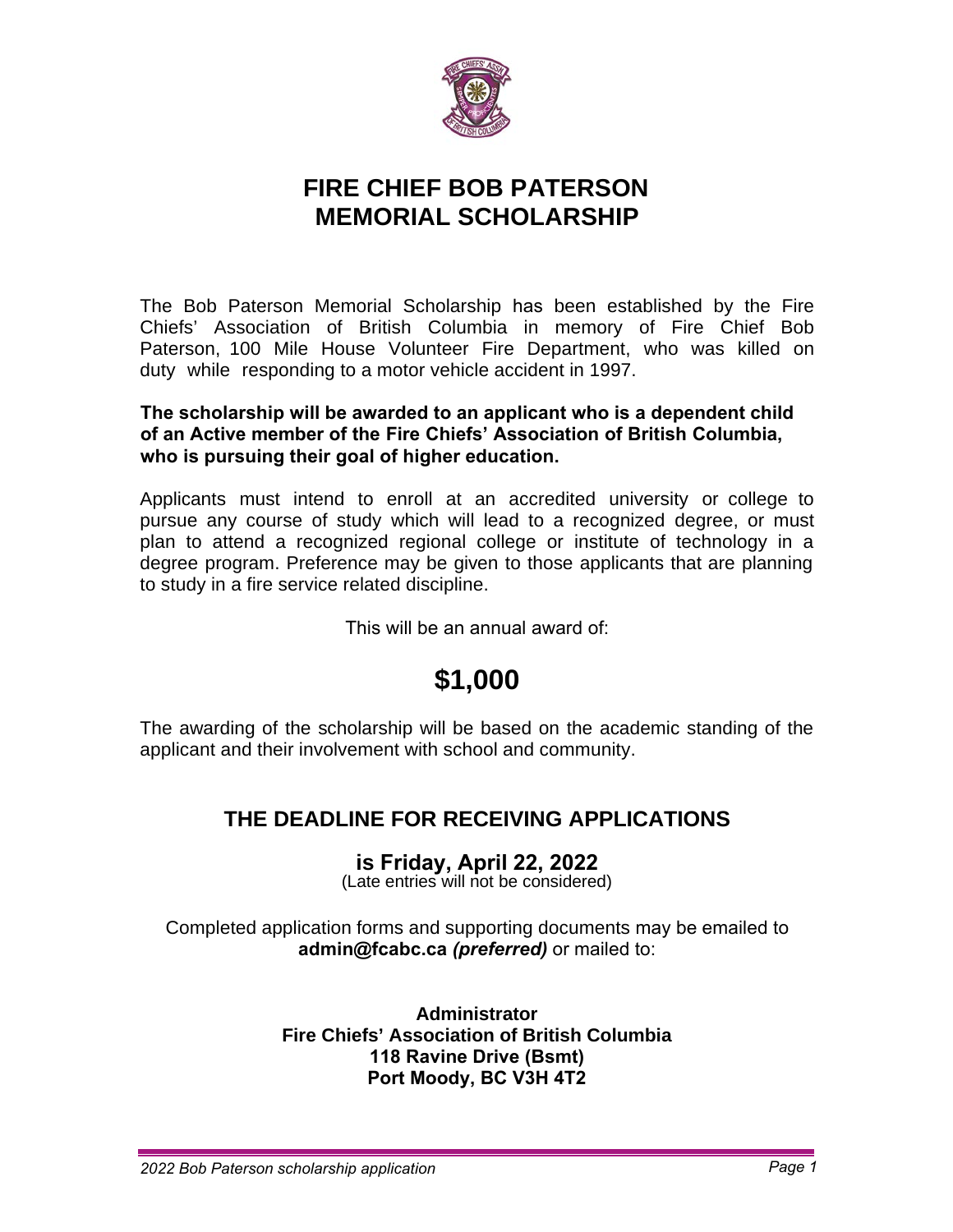# FIRE CHIEF BOB PATERSON MEMORIAL SCHOLARSHIP

The Bob Paterson Memorial Scholarship has been established by the Fire Chiefs' Association of British Columbia in memory of Fire Chief Bob Paterson, 100 Mile House Volunteer Fire Department, who was killed on duty while responding to a motor vehicle accident in 1997.

**The scholarship will be awarded to an applicant who is a dependent child of an Active member of the Fire Chiefs' Association of British Columbia, who is pursuing their goal of higher education.**

Applicants must intend to enroll at an accredited university or college to pursue any course of study which will lead to a recognized degree, or must plan to attend a recognized regional college or institute of technology in a degree program. Preference may be given to those applicants that are planning to study in a fire service related discipline.

This will be an annual award of:

# $1,000

The awarding of the scholarship will be based on the academic standing of the applicant and their involvement with school and community.

## THE DEADLINE FOR RECEIVING APPLICATIONS

**is Friday, April 22, 2022**
(Late entries will not be considered)

Completed application forms and supporting documents may be emailed to **admin@fcabc.ca** ***(preferred)*** or mailed to:

**Administrator**
**Fire Chiefs' Association of British Columbia**
**118 Ravine Drive (Bsmt)**
**Port Moody, BC V3H 4T2**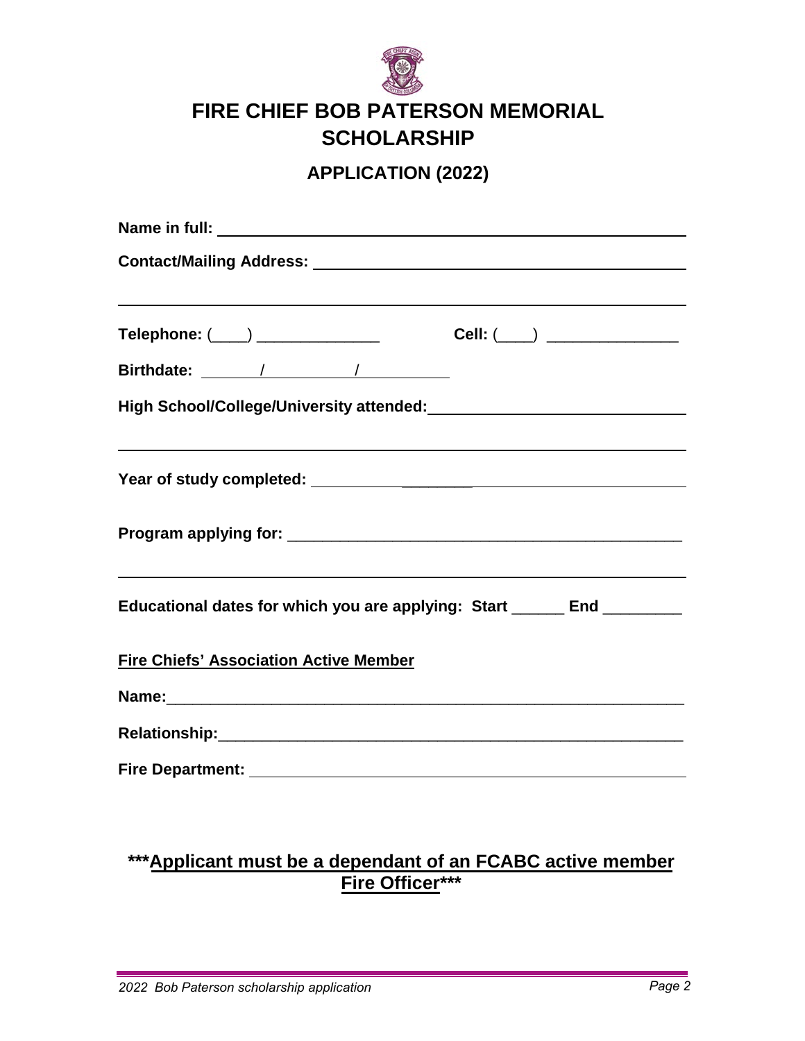# FIRE CHIEF BOB PATERSON MEMORIAL SCHOLARSHIP

## APPLICATION (2022)

**Name in full:** ______________________________________________

**Contact/Mailing Address:** ______________________________________

______________________________________________________________

**Telephone:** (____) ______________ **Cell:** (____) ______________

**Birthdate:** ______/__________/__________

**High School/College/University attended:** ______________________

______________________________________________________________

**Year of study completed:** ______________________________________

**Program applying for:** ________________________________________

______________________________________________________________

**Educational dates for which you are applying: Start** ______ **End** _________

**Fire Chiefs' Association Active Member**

**Name:** ______________________________________________________

**Relationship:** _________________________________________________

**Fire Department:** ______________________________________________

**\*\*\*Applicant must be a dependant of an FCABC active member Fire Officer\*\*\***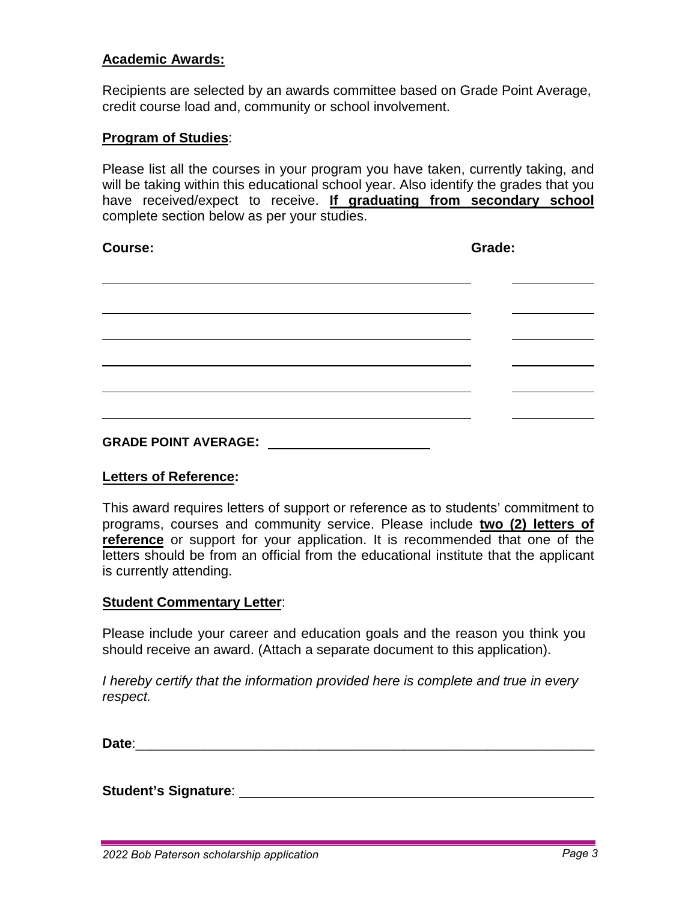**Academic Awards:**

Recipients are selected by an awards committee based on Grade Point Average, credit course load and, community or school involvement.

**Program of Studies**:

Please list all the courses in your program you have taken, currently taking, and will be taking within this educational school year. Also identify the grades that you have received/expect to receive. **If graduating from secondary school** complete section below as per your studies.

| Course: | Grade: |
|---|---|
| | |
| | |
| | |
| | |
| | |
| | |

**GRADE POINT AVERAGE:** ______________________

**Letters of Reference:**

This award requires letters of support or reference as to students' commitment to programs, courses and community service. Please include **two (2) letters of reference** or support for your application. It is recommended that one of the letters should be from an official from the educational institute that the applicant is currently attending.

**Student Commentary Letter**:

Please include your career and education goals and the reason you think you should receive an award. (Attach a separate document to this application).

*I hereby certify that the information provided here is complete and true in every respect.*

**Date**:______________________________________________________________

**Student's Signature**: _______________________________________________